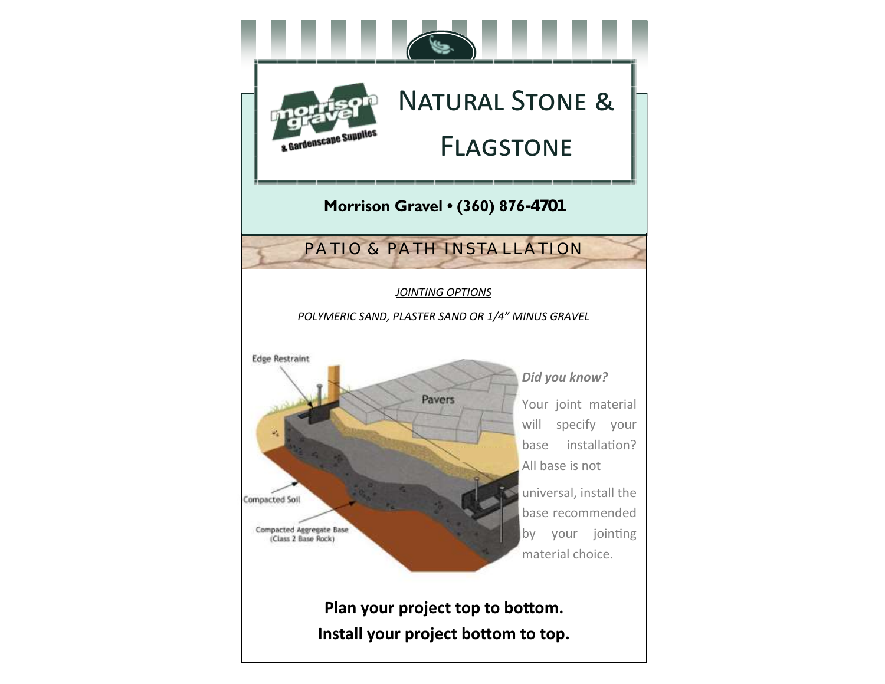# Natural Stone & Flagstone

**Morrison Gravel • (360) 876-4701**

## PATIO & PATH INSTALLATION

*JOINTING OPTIONS*

*POLYMERIC SAND, PLASTER SAND OR 1/4" MINUS GRAVEL*

Edge Restraint

Pavers

Compacted Soil

Compacted Aggregate Base (Class 2 Base Rock)

***Did you know?***

Your joint material will specify your base installation? All base is not universal, install the base recommended by your jointing material choice.

**Plan your project top to bottom.**
**Install your project bottom to top.**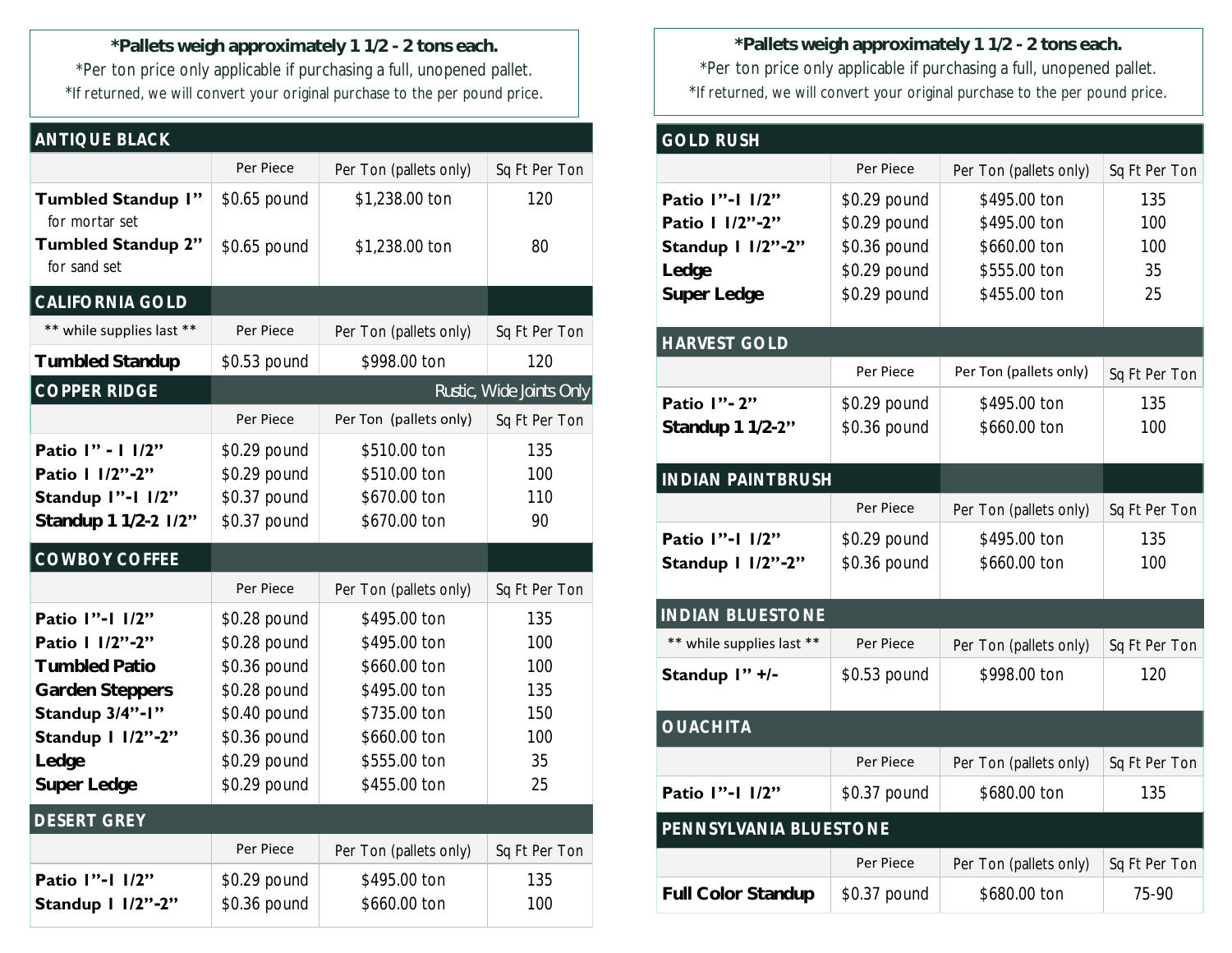**\*Pallets weigh approximately 1 1/2 - 2 tons each.**

\*Per ton price only applicable if purchasing a full, unopened pallet.

\*If returned, we will convert your original purchase to the per pound price.

| ANTIQUE BLACK | | | |
|---|---|---|---|
| | Per Piece | Per Ton (pallets only) | Sq Ft Per Ton |
| **Tumbled Standup 1"** for mortar set | $0.65 pound | $1,238.00 ton | 120 |
| **Tumbled Standup 2"** for sand set | $0.65 pound | $1,238.00 ton | 80 |

| CALIFORNIA GOLD | | | |
|---|---|---|---|
| \*\* while supplies last \*\* | Per Piece | Per Ton (pallets only) | Sq Ft Per Ton |
| **Tumbled Standup** | $0.53 pound | $998.00 ton | 120 |

| COPPER RIDGE | Rustic, Wide Joints Only | | |
|---|---|---|---|
| | Per Piece | Per Ton (pallets only) | Sq Ft Per Ton |
| **Patio 1" - 1 1/2"** | $0.29 pound | $510.00 ton | 135 |
| **Patio 1 1/2"-2"** | $0.29 pound | $510.00 ton | 100 |
| **Standup 1"-1 1/2"** | $0.37 pound | $670.00 ton | 110 |
| **Standup 1 1/2-2 1/2"** | $0.37 pound | $670.00 ton | 90 |

| COWBOY COFFEE | | | |
|---|---|---|---|
| | Per Piece | Per Ton (pallets only) | Sq Ft Per Ton |
| **Patio 1"-1 1/2"** | $0.28 pound | $495.00 ton | 135 |
| **Patio 1 1/2"-2"** | $0.28 pound | $495.00 ton | 100 |
| **Tumbled Patio** | $0.36 pound | $660.00 ton | 100 |
| **Garden Steppers** | $0.28 pound | $495.00 ton | 135 |
| **Standup 3/4"-1"** | $0.40 pound | $735.00 ton | 150 |
| **Standup 1 1/2"-2"** | $0.36 pound | $660.00 ton | 100 |
| **Ledge** | $0.29 pound | $555.00 ton | 35 |
| **Super Ledge** | $0.29 pound | $455.00 ton | 25 |

| DESERT GREY | | | |
|---|---|---|---|
| | Per Piece | Per Ton (pallets only) | Sq Ft Per Ton |
| **Patio 1"-1 1/2"** | $0.29 pound | $495.00 ton | 135 |
| **Standup 1 1/2"-2"** | $0.36 pound | $660.00 ton | 100 |

**\*Pallets weigh approximately 1 1/2 - 2 tons each.**

\*Per ton price only applicable if purchasing a full, unopened pallet.

\*If returned, we will convert your original purchase to the per pound price.

| GOLD RUSH | | | |
|---|---|---|---|
| | Per Piece | Per Ton (pallets only) | Sq Ft Per Ton |
| **Patio 1"-1 1/2"** | $0.29 pound | $495.00 ton | 135 |
| **Patio 1 1/2"-2"** | $0.29 pound | $495.00 ton | 100 |
| **Standup 1 1/2"-2"** | $0.36 pound | $660.00 ton | 100 |
| **Ledge** | $0.29 pound | $555.00 ton | 35 |
| **Super Ledge** | $0.29 pound | $455.00 ton | 25 |

| HARVEST GOLD | | | |
|---|---|---|---|
| | Per Piece | Per Ton (pallets only) | Sq Ft Per Ton |
| **Patio 1"- 2"** | $0.29 pound | $495.00 ton | 135 |
| **Standup 1 1/2-2"** | $0.36 pound | $660.00 ton | 100 |

| INDIAN PAINTBRUSH | | | |
|---|---|---|---|
| | Per Piece | Per Ton (pallets only) | Sq Ft Per Ton |
| **Patio 1"-1 1/2"** | $0.29 pound | $495.00 ton | 135 |
| **Standup 1 1/2"-2"** | $0.36 pound | $660.00 ton | 100 |

| INDIAN BLUESTONE | | | |
|---|---|---|---|
| \*\* while supplies last \*\* | Per Piece | Per Ton (pallets only) | Sq Ft Per Ton |
| **Standup 1" +/-** | $0.53 pound | $998.00 ton | 120 |

| OUACHITA | | | |
|---|---|---|---|
| | Per Piece | Per Ton (pallets only) | Sq Ft Per Ton |
| **Patio 1"-1 1/2"** | $0.37 pound | $680.00 ton | 135 |

| PENNSYLVANIA BLUESTONE | | | |
|---|---|---|---|
| | Per Piece | Per Ton (pallets only) | Sq Ft Per Ton |
| **Full Color Standup** | $0.37 pound | $680.00 ton | 75-90 |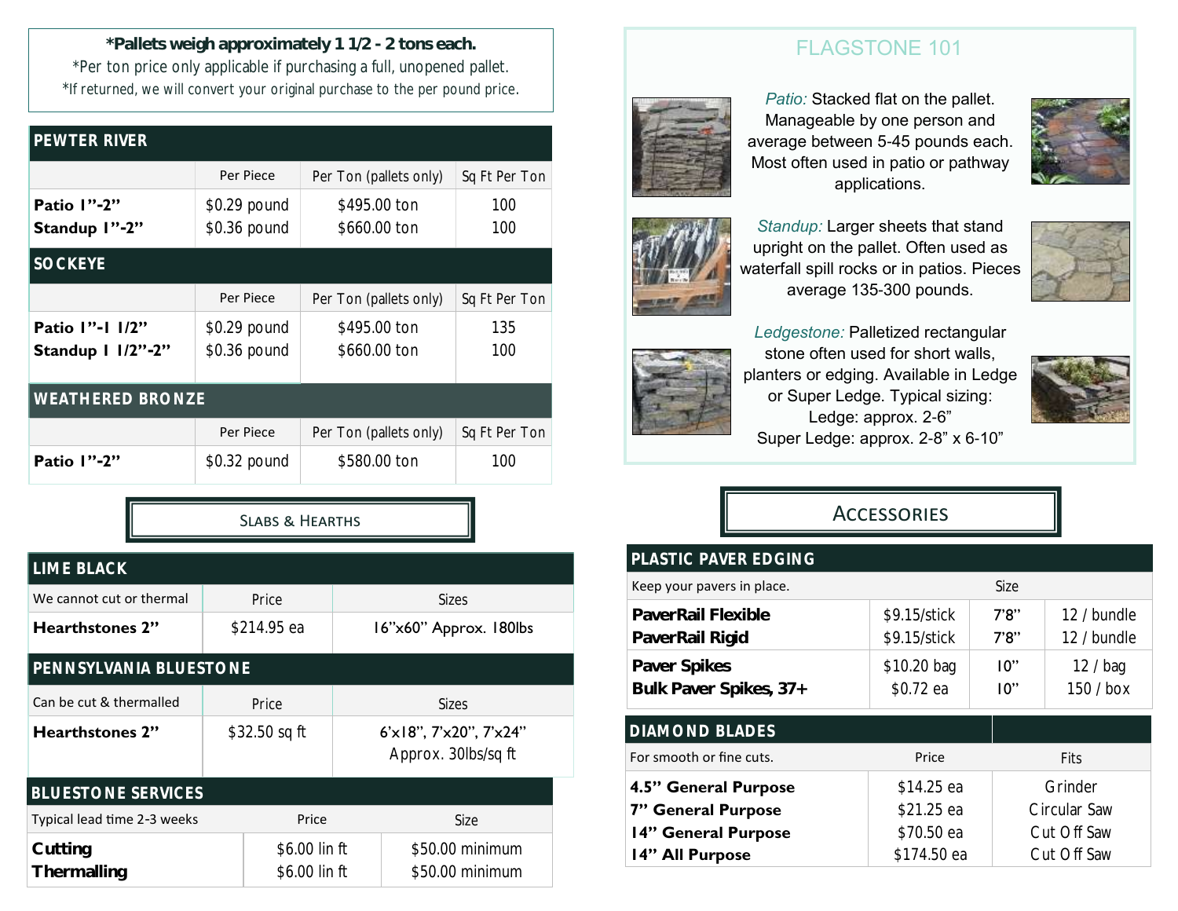**\*Pallets weigh approximately 1 1/2 - 2 tons each.**
\*Per ton price only applicable if purchasing a full, unopened pallet.
\*If returned, we will convert your original purchase to the per pound price.

## PEWTER RIVER

| | Per Piece | Per Ton (pallets only) | Sq Ft Per Ton |
|---|---|---|---|
| **Patio 1"-2"** | $0.29 pound | $495.00 ton | 100 |
| **Standup 1"-2"** | $0.36 pound | $660.00 ton | 100 |

## SOCKEYE

| | Per Piece | Per Ton (pallets only) | Sq Ft Per Ton |
|---|---|---|---|
| **Patio 1"-1 1/2"** | $0.29 pound | $495.00 ton | 135 |
| **Standup 1 1/2"-2"** | $0.36 pound | $660.00 ton | 100 |

## WEATHERED BRONZE

| | Per Piece | Per Ton (pallets only) | Sq Ft Per Ton |
|---|---|---|---|
| **Patio 1"-2"** | $0.32 pound | $580.00 ton | 100 |

# Slabs & Hearths

## LIME BLACK

| We cannot cut or thermal | Price | Sizes |
|---|---|---|
| **Hearthstones 2"** | $214.95 ea | 16"x60" Approx. 180lbs |

## PENNSYLVANIA BLUESTONE

| Can be cut & thermalled | Price | Sizes |
|---|---|---|
| **Hearthstones 2"** | $32.50 sq ft | 6'x18", 7'x20", 7'x24" Approx. 30lbs/sq ft |

## BLUESTONE SERVICES

| Typical lead time 2-3 weeks | Price | Size |
|---|---|---|
| **Cutting** | $6.00 lin ft | $50.00 minimum |
| **Thermalling** | $6.00 lin ft | $50.00 minimum |

## FLAGSTONE 101

*Patio:* Stacked flat on the pallet. Manageable by one person and average between 5-45 pounds each. Most often used in patio or pathway applications.

*Standup:* Larger sheets that stand upright on the pallet. Often used as waterfall spill rocks or in patios. Pieces average 135-300 pounds.

*Ledgestone:* Palletized rectangular stone often used for short walls, planters or edging. Available in Ledge or Super Ledge. Typical sizing:
Ledge: approx. 2-6"
Super Ledge: approx. 2-8" x 6-10"

# Accessories

## PLASTIC PAVER EDGING

| Keep your pavers in place. | | Size | |
|---|---|---|---|
| **PaverRail Flexible** | $9.15/stick | 7'8" | 12 / bundle |
| **PaverRail Rigid** | $9.15/stick | 7'8" | 12 / bundle |
| **Paver Spikes** | $10.20 bag | 10" | 12 / bag |
| **Bulk Paver Spikes, 37+** | $0.72 ea | 10" | 150 / box |

## DIAMOND BLADES

| For smooth or fine cuts. | Price | Fits |
|---|---|---|
| **4.5" General Purpose** | $14.25 ea | Grinder |
| **7" General Purpose** | $21.25 ea | Circular Saw |
| **14" General Purpose** | $70.50 ea | Cut Off Saw |
| **14" All Purpose** | $174.50 ea | Cut Off Saw |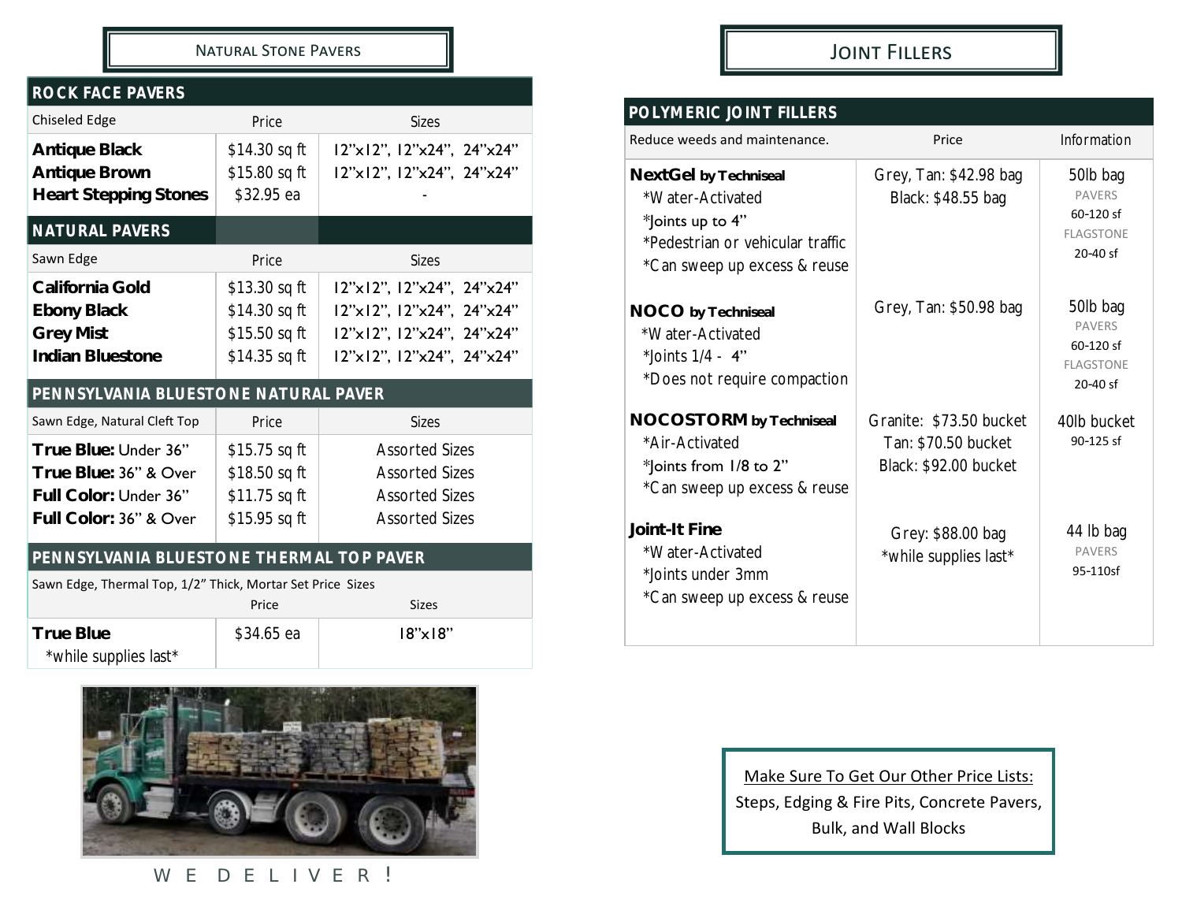## Natural Stone Pavers

### Rock Face Pavers

| Chiseled Edge | Price | Sizes |
|---|---|---|
| **Antique Black** | $14.30 sq ft | 12"x12", 12"x24", 24"x24" |
| **Antique Brown** | $15.80 sq ft | 12"x12", 12"x24", 24"x24" |
| **Heart Stepping Stones** | $32.95 ea | - |

### Natural Pavers

| Sawn Edge | Price | Sizes |
|---|---|---|
| **California Gold** | $13.30 sq ft | 12"x12", 12"x24", 24"x24" |
| **Ebony Black** | $14.30 sq ft | 12"x12", 12"x24", 24"x24" |
| **Grey Mist** | $15.50 sq ft | 12"x12", 12"x24", 24"x24" |
| **Indian Bluestone** | $14.35 sq ft | 12"x12", 12"x24", 24"x24" |

### Pennsylvania Bluestone Natural Paver

| Sawn Edge, Natural Cleft Top | Price | Sizes |
|---|---|---|
| **True Blue:** Under 36" | $15.75 sq ft | Assorted Sizes |
| **True Blue:** 36" & Over | $18.50 sq ft | Assorted Sizes |
| **Full Color:** Under 36" | $11.75 sq ft | Assorted Sizes |
| **Full Color:** 36" & Over | $15.95 sq ft | Assorted Sizes |

### Pennsylvania Bluestone Thermal Top Paver

Sawn Edge, Thermal Top, 1/2" Thick, Mortar Set Price Sizes

| | Price | Sizes |
|---|---|---|
| **True Blue** *while supplies last* | $34.65 ea | 18"x18" |

W E D E L I V E R !

## Joint Fillers

### Polymeric Joint Fillers

| Reduce weeds and maintenance. | Price | Information |
|---|---|---|
| **NextGel by Techniseal**<br>*Water-Activated<br>*Joints up to 4"<br>*Pedestrian or vehicular traffic<br>*Can sweep up excess & reuse | Grey, Tan: $42.98 bag<br>Black: $48.55 bag | 50lb bag<br>PAVERS<br>60-120 sf<br>FLAGSTONE<br>20-40 sf |
| **NOCO by Techniseal**<br>*Water-Activated<br>*Joints 1/4 - 4"<br>*Does not require compaction | Grey, Tan: $50.98 bag | 50lb bag<br>PAVERS<br>60-120 sf<br>FLAGSTONE<br>20-40 sf |
| **NOCOSTORM by Techniseal**<br>*Air-Activated<br>*Joints from 1/8 to 2"<br>*Can sweep up excess & reuse | Granite: $73.50 bucket<br>Tan: $70.50 bucket<br>Black: $92.00 bucket | 40lb bucket<br>90-125 sf |
| **Joint-It Fine**<br>*Water-Activated<br>*Joints under 3mm<br>*Can sweep up excess & reuse | Grey: $88.00 bag<br>*while supplies last* | 44 lb bag<br>PAVERS<br>95-110sf |

Make Sure To Get Our Other Price Lists:
Steps, Edging & Fire Pits, Concrete Pavers, Bulk, and Wall Blocks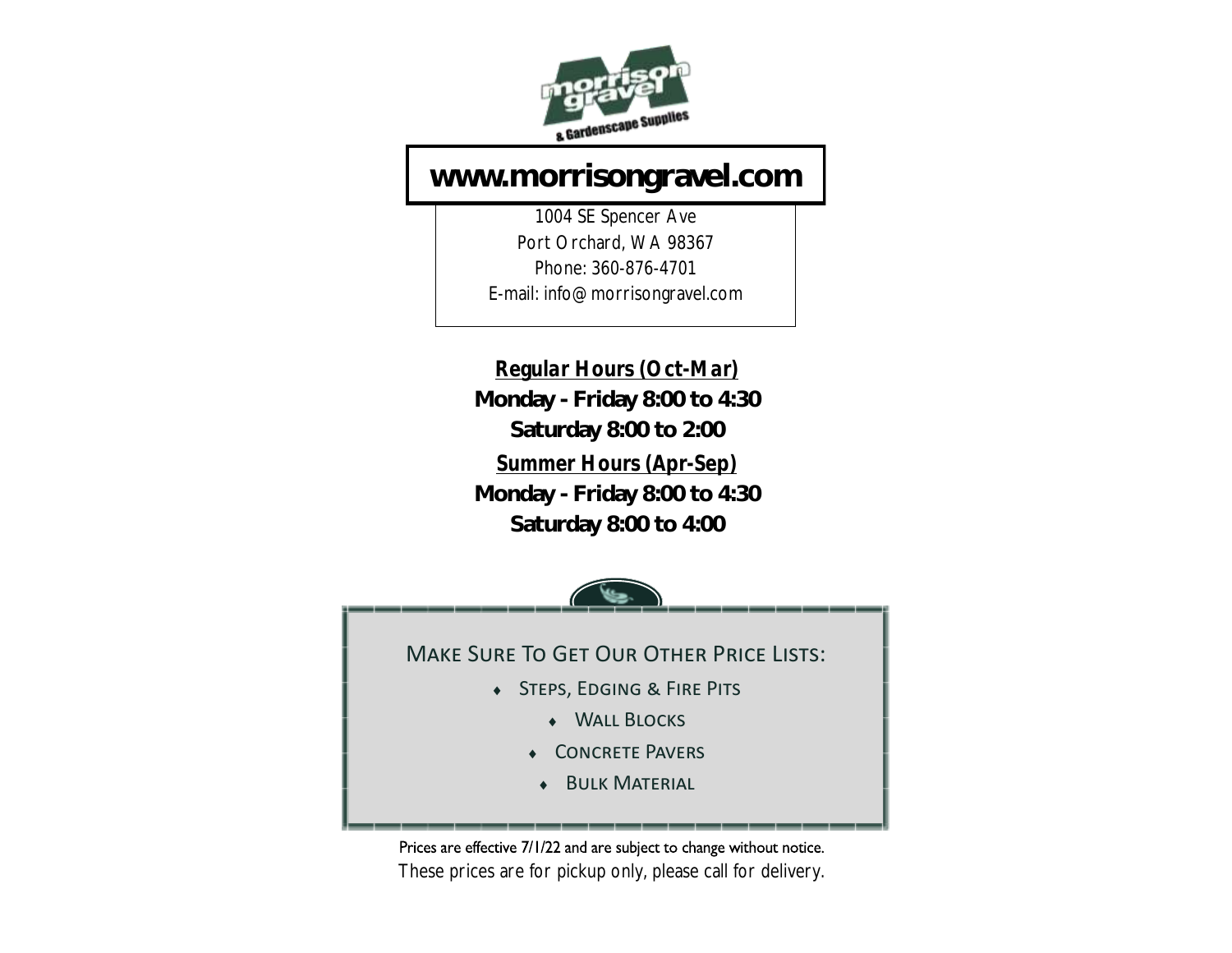# www.morrisongravel.com

1004 SE Spencer Ave
Port Orchard, WA 98367
Phone: 360-876-4701
E-mail: info@morrisongravel.com

**Regular Hours (Oct-Mar)**
**Monday - Friday 8:00 to 4:30**
**Saturday 8:00 to 2:00**

**Summer Hours (Apr-Sep)**
**Monday - Friday 8:00 to 4:30**
**Saturday 8:00 to 4:00**

MAKE SURE TO GET OUR OTHER PRICE LISTS:

- STEPS, EDGING & FIRE PITS
- WALL BLOCKS
- CONCRETE PAVERS
- BULK MATERIAL

Prices are effective 7/1/22 and are subject to change without notice.
These prices are for pickup only, please call for delivery.